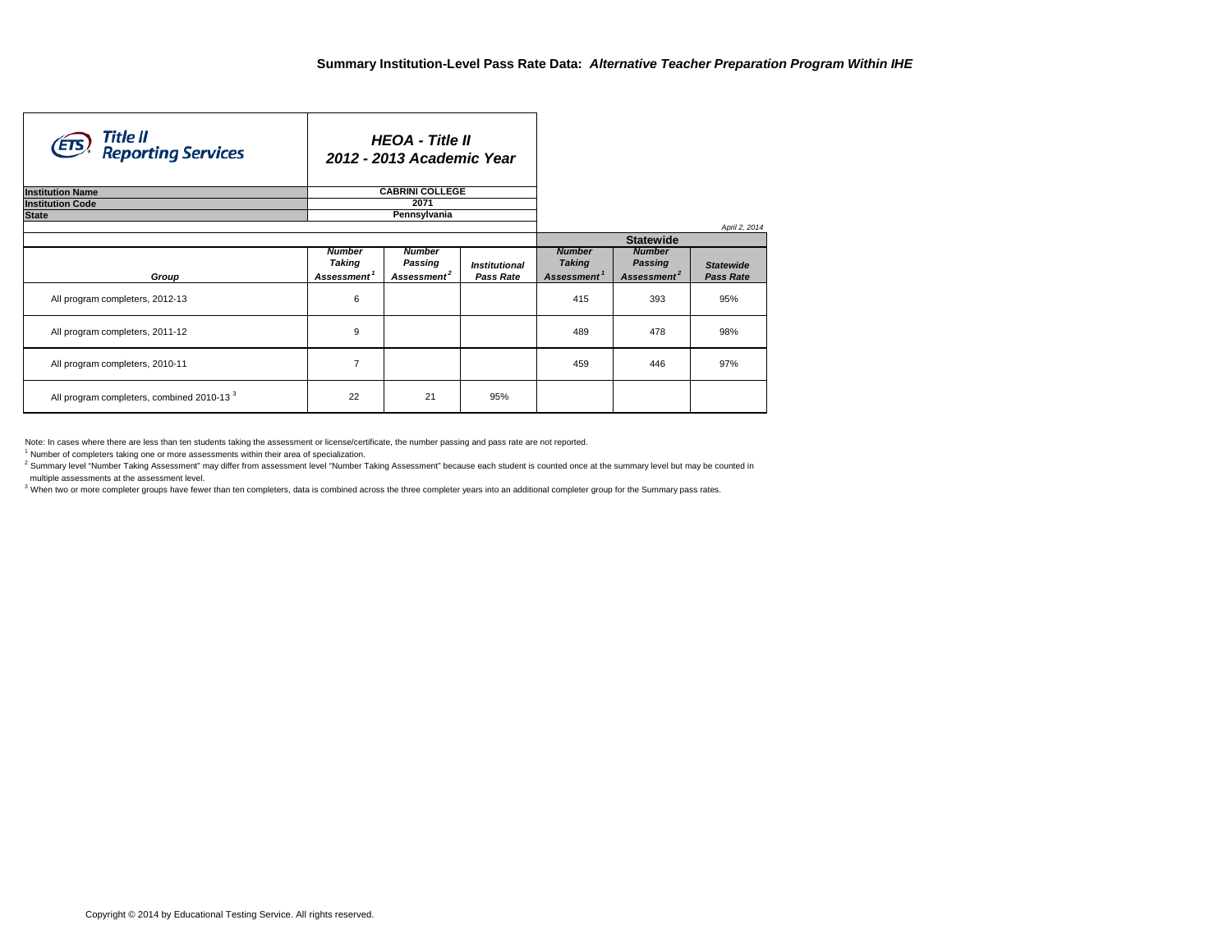# Summary Institution-Level Pass Rate Data: *Alternative Teacher Preparation Program Within IHE*

Title II Reporting Services

*HEOA - Title II*
*2012 - 2013 Academic Year*

| | |
|---|---|
| **Institution Name** | **CABRINI COLLEGE** |
| **Institution Code** | **2071** |
| **State** | **Pennsylvania** |

*April 2, 2014*

| | | | | Statewide | | |
|---|---|---|---|---|---|---|
| ***Group*** | ***Number Taking Assessment*** [1] | ***Number Passing Assessment*** [2] | ***Institutional Pass Rate*** | ***Number Taking Assessment*** [1] | ***Number Passing Assessment*** [2] | ***Statewide Pass Rate*** |
| All program completers, 2012-13 | 6 | | | 415 | 393 | 95% |
| All program completers, 2011-12 | 9 | | | 489 | 478 | 98% |
| All program completers, 2010-11 | 7 | | | 459 | 446 | 97% |
| All program completers, combined 2010-13 [3] | 22 | 21 | 95% | | | |

Note: In cases where there are less than ten students taking the assessment or license/certificate, the number passing and pass rate are not reported.

[1] Number of completers taking one or more assessments within their area of specialization.

[2] Summary level "Number Taking Assessment" may differ from assessment level "Number Taking Assessment" because each student is counted once at the summary level but may be counted in multiple assessments at the assessment level.

[3] When two or more completer groups have fewer than ten completers, data is combined across the three completer years into an additional completer group for the Summary pass rates.

Copyright © 2014 by Educational Testing Service. All rights reserved.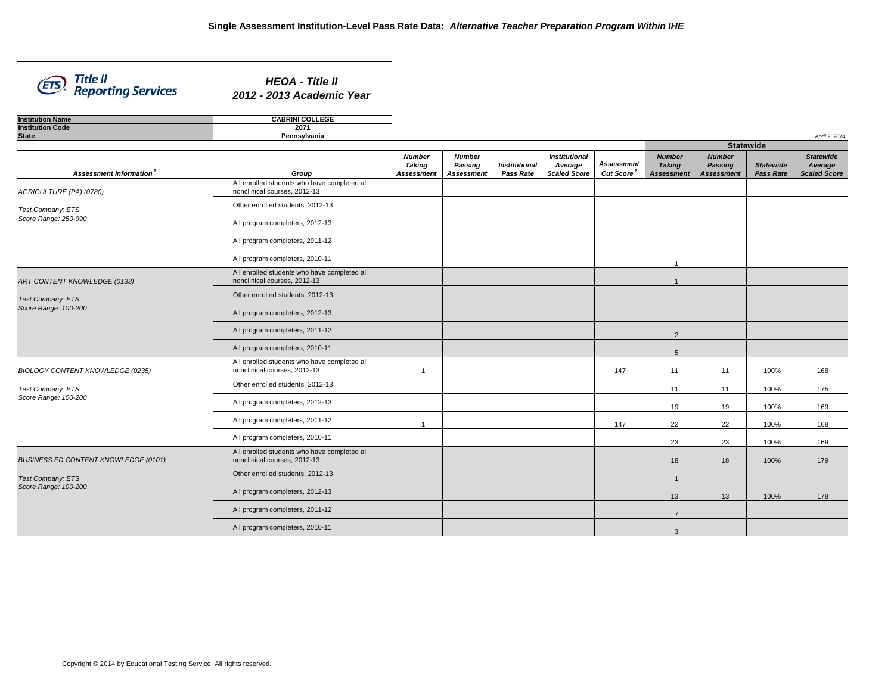# Single Assessment Institution-Level Pass Rate Data: *Alternative Teacher Preparation Program Within IHE*

**Title II Reporting Services**

***HEOA - Title II 2012 - 2013 Academic Year***

| | |
|---|---|
| **Institution Name** | **CABRINI COLLEGE** |
| **Institution Code** | **2071** |
| **State** | **Pennsylvania** |

*April 2, 2014*

| Assessment Information[1] | Group | Number Taking Assessment | Number Passing Assessment | Institutional Pass Rate | Institutional Average Scaled Score | Assessment Cut Score[2] | Statewide: Number Taking Assessment | Statewide: Number Passing Assessment | Statewide Pass Rate | Statewide Average Scaled Score |
|---|---|---|---|---|---|---|---|---|---|---|
| AGRICULTURE (PA) (0780) Test Company: ETS Score Range: 250-990 | All enrolled students who have completed all nonclinical courses, 2012-13 | | | | | | | | | |
| | Other enrolled students, 2012-13 | | | | | | | | | |
| | All program completers, 2012-13 | | | | | | | | | |
| | All program completers, 2011-12 | | | | | | | | | |
| | All program completers, 2010-11 | | | | | | 1 | | | |
| ART CONTENT KNOWLEDGE (0133) Test Company: ETS Score Range: 100-200 | All enrolled students who have completed all nonclinical courses, 2012-13 | | | | | | 1 | | | |
| | Other enrolled students, 2012-13 | | | | | | | | | |
| | All program completers, 2012-13 | | | | | | | | | |
| | All program completers, 2011-12 | | | | | | 2 | | | |
| | All program completers, 2010-11 | | | | | | 5 | | | |
| BIOLOGY CONTENT KNOWLEDGE (0235) Test Company: ETS Score Range: 100-200 | All enrolled students who have completed all nonclinical courses, 2012-13 | 1 | | | | 147 | 11 | 11 | 100% | 168 |
| | Other enrolled students, 2012-13 | | | | | | 11 | 11 | 100% | 175 |
| | All program completers, 2012-13 | | | | | | 19 | 19 | 100% | 169 |
| | All program completers, 2011-12 | 1 | | | | 147 | 22 | 22 | 100% | 168 |
| | All program completers, 2010-11 | | | | | | 23 | 23 | 100% | 169 |
| BUSINESS ED CONTENT KNOWLEDGE (0101) Test Company: ETS Score Range: 100-200 | All enrolled students who have completed all nonclinical courses, 2012-13 | | | | | | 18 | 18 | 100% | 179 |
| | Other enrolled students, 2012-13 | | | | | | 1 | | | |
| | All program completers, 2012-13 | | | | | | 13 | 13 | 100% | 178 |
| | All program completers, 2011-12 | | | | | | 7 | | | |
| | All program completers, 2010-11 | | | | | | 3 | | | |

Copyright © 2014 by Educational Testing Service. All rights reserved.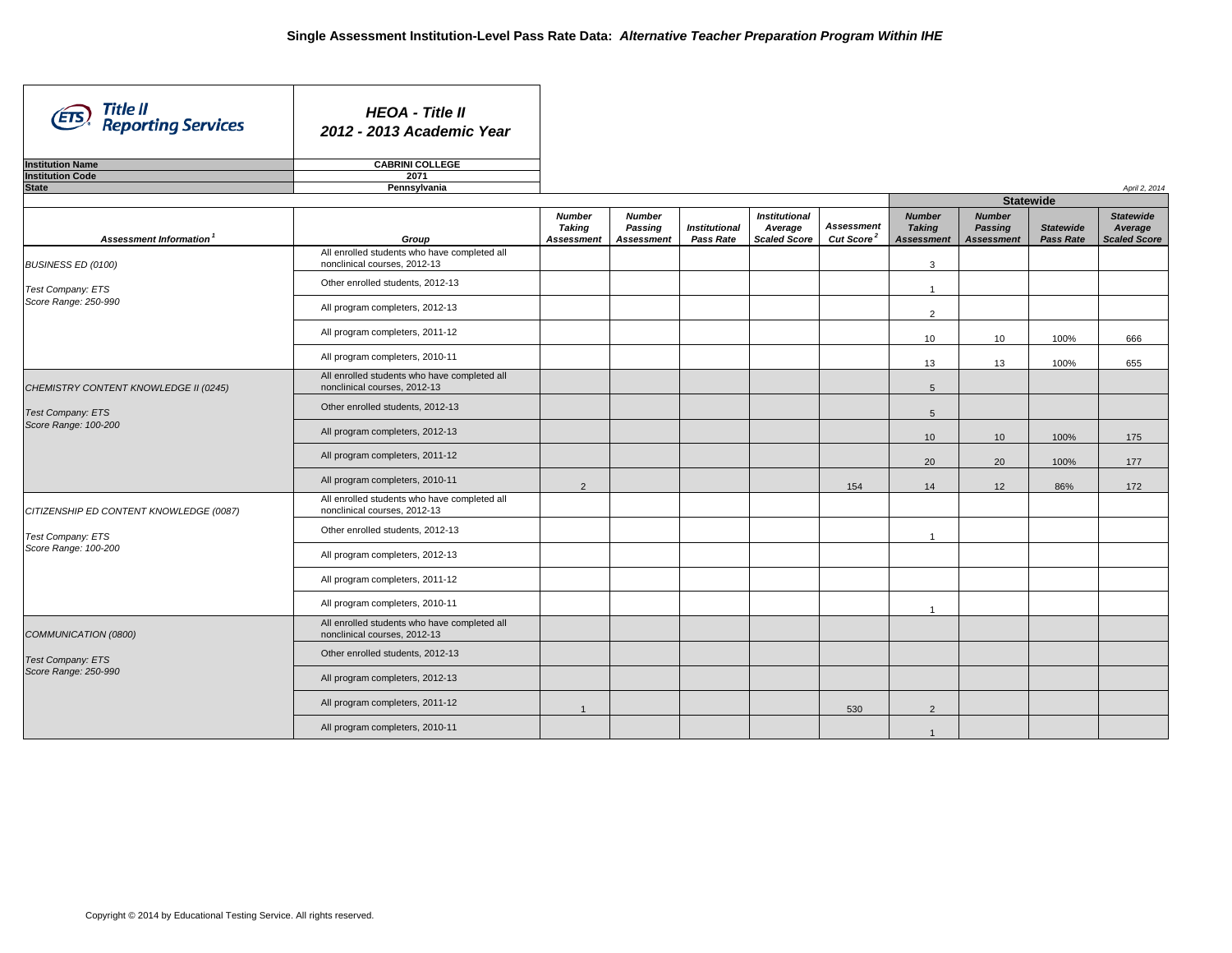# Single Assessment Institution-Level Pass Rate Data: *Alternative Teacher Preparation Program Within IHE*

**Title II Reporting Services**

***HEOA - Title II***
***2012 - 2013 Academic Year***

| | |
|---|---|
| **Institution Name** | **CABRINI COLLEGE** |
| **Institution Code** | **2071** |
| **State** | **Pennsylvania** |

*April 2, 2014*

| Assessment Information[1] | Group | Number Taking Assessment | Number Passing Assessment | Institutional Pass Rate | Institutional Average Scaled Score | Assessment Cut Score[2] | Statewide Number Taking Assessment | Statewide Number Passing Assessment | Statewide Pass Rate | Statewide Average Scaled Score |
|---|---|---|---|---|---|---|---|---|---|---|
| BUSINESS ED (0100) | All enrolled students who have completed all nonclinical courses, 2012-13 | | | | | | 3 | | | |
| Test Company: ETS | Other enrolled students, 2012-13 | | | | | | 1 | | | |
| Score Range: 250-990 | All program completers, 2012-13 | | | | | | 2 | | | |
| | All program completers, 2011-12 | | | | | | 10 | 10 | 100% | 666 |
| | All program completers, 2010-11 | | | | | | 13 | 13 | 100% | 655 |
| CHEMISTRY CONTENT KNOWLEDGE II (0245) | All enrolled students who have completed all nonclinical courses, 2012-13 | | | | | | 5 | | | |
| Test Company: ETS | Other enrolled students, 2012-13 | | | | | | 5 | | | |
| Score Range: 100-200 | All program completers, 2012-13 | | | | | | 10 | 10 | 100% | 175 |
| | All program completers, 2011-12 | | | | | | 20 | 20 | 100% | 177 |
| | All program completers, 2010-11 | 2 | | | | 154 | 14 | 12 | 86% | 172 |
| CITIZENSHIP ED CONTENT KNOWLEDGE (0087) | All enrolled students who have completed all nonclinical courses, 2012-13 | | | | | | | | | |
| Test Company: ETS | Other enrolled students, 2012-13 | | | | | | 1 | | | |
| Score Range: 100-200 | All program completers, 2012-13 | | | | | | | | | |
| | All program completers, 2011-12 | | | | | | | | | |
| | All program completers, 2010-11 | | | | | | 1 | | | |
| COMMUNICATION (0800) | All enrolled students who have completed all nonclinical courses, 2012-13 | | | | | | | | | |
| Test Company: ETS | Other enrolled students, 2012-13 | | | | | | | | | |
| Score Range: 250-990 | All program completers, 2012-13 | | | | | | | | | |
| | All program completers, 2011-12 | 1 | | | | 530 | 2 | | | |
| | All program completers, 2010-11 | | | | | | 1 | | | |

Copyright © 2014 by Educational Testing Service. All rights reserved.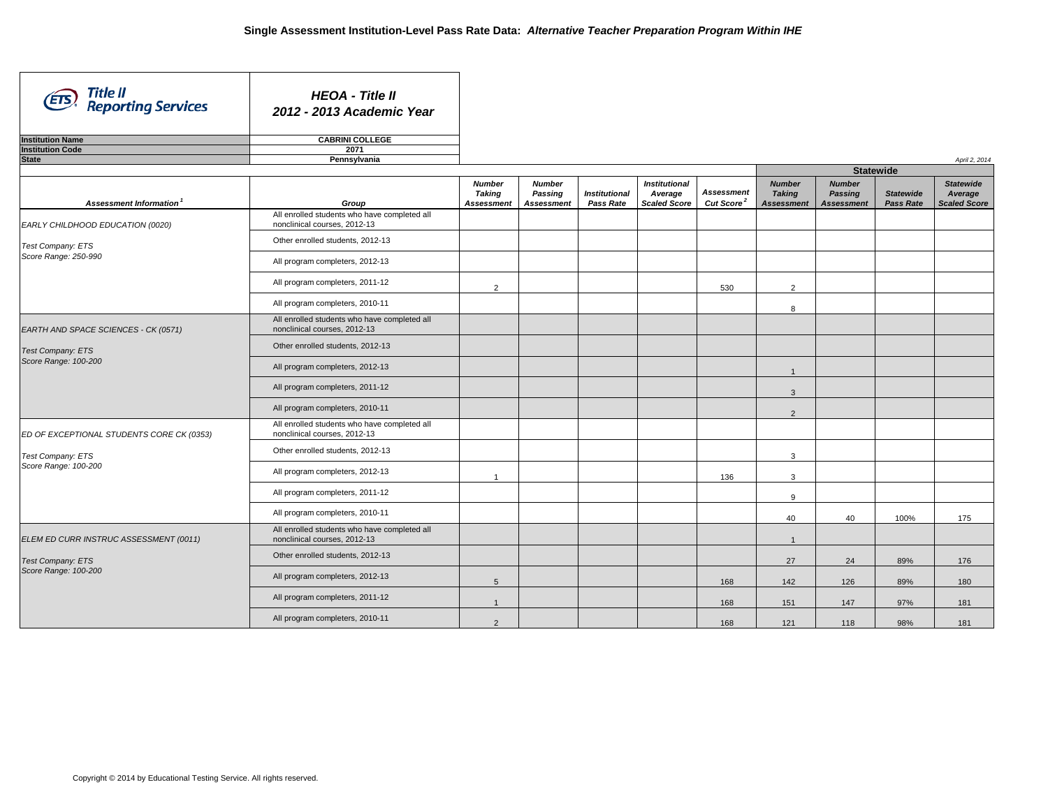# Single Assessment Institution-Level Pass Rate Data: *Alternative Teacher Preparation Program Within IHE*

**Title II Reporting Services**

***HEOA - Title II***
***2012 - 2013 Academic Year***

| | |
|---|---|
| **Institution Name** | **CABRINI COLLEGE** |
| **Institution Code** | **2071** |
| **State** | **Pennsylvania** |

*April 2, 2014*

| Assessment Information[1] | Group | Number Taking Assessment | Number Passing Assessment | Institutional Pass Rate | Institutional Average Scaled Score | Assessment Cut Score[2] | Statewide Number Taking Assessment | Statewide Number Passing Assessment | Statewide Pass Rate | Statewide Average Scaled Score |
|---|---|---|---|---|---|---|---|---|---|---|
| EARLY CHILDHOOD EDUCATION (0020) | All enrolled students who have completed all nonclinical courses, 2012-13 | | | | | | | | | |
| Test Company: ETS | Other enrolled students, 2012-13 | | | | | | | | | |
| Score Range: 250-990 | All program completers, 2012-13 | | | | | | | | | |
| | All program completers, 2011-12 | 2 | | | | 530 | 2 | | | |
| | All program completers, 2010-11 | | | | | | 8 | | | |
| EARTH AND SPACE SCIENCES - CK (0571) | All enrolled students who have completed all nonclinical courses, 2012-13 | | | | | | | | | |
| Test Company: ETS | Other enrolled students, 2012-13 | | | | | | | | | |
| Score Range: 100-200 | All program completers, 2012-13 | | | | | | 1 | | | |
| | All program completers, 2011-12 | | | | | | 3 | | | |
| | All program completers, 2010-11 | | | | | | 2 | | | |
| ED OF EXCEPTIONAL STUDENTS CORE CK (0353) | All enrolled students who have completed all nonclinical courses, 2012-13 | | | | | | | | | |
| Test Company: ETS | Other enrolled students, 2012-13 | | | | | | 3 | | | |
| Score Range: 100-200 | All program completers, 2012-13 | 1 | | | | 136 | 3 | | | |
| | All program completers, 2011-12 | | | | | | 9 | | | |
| | All program completers, 2010-11 | | | | | | 40 | 40 | 100% | 175 |
| ELEM ED CURR INSTRUC ASSESSMENT (0011) | All enrolled students who have completed all nonclinical courses, 2012-13 | | | | | | 1 | | | |
| Test Company: ETS | Other enrolled students, 2012-13 | | | | | | 27 | 24 | 89% | 176 |
| Score Range: 100-200 | All program completers, 2012-13 | 5 | | | | 168 | 142 | 126 | 89% | 180 |
| | All program completers, 2011-12 | 1 | | | | 168 | 151 | 147 | 97% | 181 |
| | All program completers, 2010-11 | 2 | | | | 168 | 121 | 118 | 98% | 181 |

Copyright © 2014 by Educational Testing Service. All rights reserved.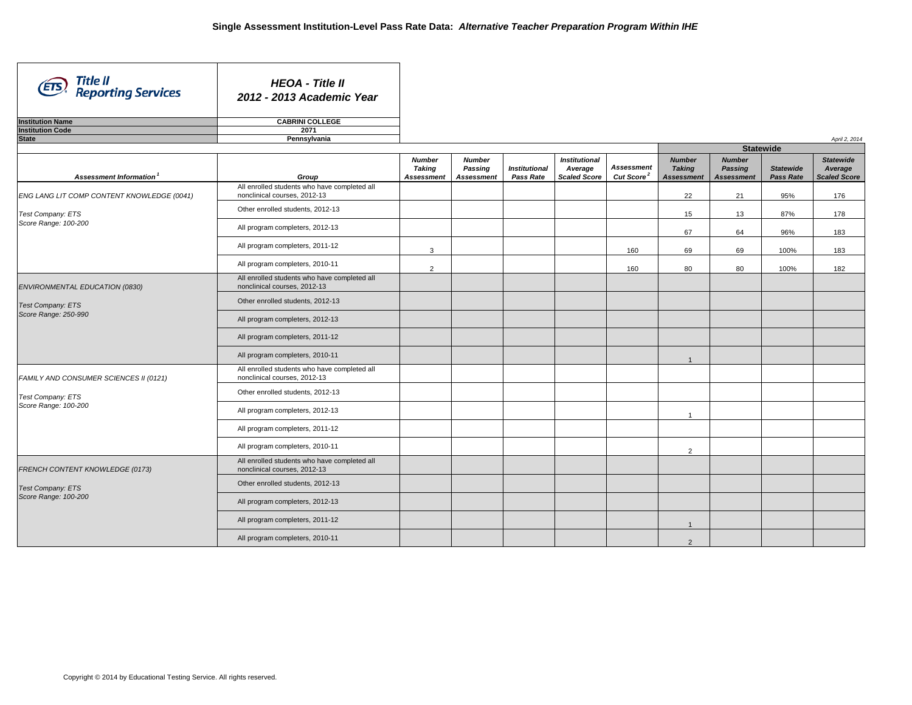# Single Assessment Institution-Level Pass Rate Data: *Alternative Teacher Preparation Program Within IHE*

**Title II Reporting Services**

***HEOA - Title II***
***2012 - 2013 Academic Year***

| | |
|---|---|
| **Institution Name** | **CABRINI COLLEGE** |
| **Institution Code** | **2071** |
| **State** | **Pennsylvania** |

*April 2, 2014*

| Assessment Information[1] | Group | Number Taking Assessment | Number Passing Assessment | Institutional Pass Rate | Institutional Average Scaled Score | Assessment Cut Score[2] | Statewide: Number Taking Assessment | Statewide: Number Passing Assessment | Statewide Pass Rate | Statewide Average Scaled Score |
|---|---|---|---|---|---|---|---|---|---|---|
| ENG LANG LIT COMP CONTENT KNOWLEDGE (0041) | All enrolled students who have completed all nonclinical courses, 2012-13 | | | | | | 22 | 21 | 95% | 176 |
| Test Company: ETS | Other enrolled students, 2012-13 | | | | | | 15 | 13 | 87% | 178 |
| Score Range: 100-200 | All program completers, 2012-13 | | | | | | 67 | 64 | 96% | 183 |
| | All program completers, 2011-12 | 3 | | | | 160 | 69 | 69 | 100% | 183 |
| | All program completers, 2010-11 | 2 | | | | 160 | 80 | 80 | 100% | 182 |
| ENVIRONMENTAL EDUCATION (0830) | All enrolled students who have completed all nonclinical courses, 2012-13 | | | | | | | | | |
| Test Company: ETS | Other enrolled students, 2012-13 | | | | | | | | | |
| Score Range: 250-990 | All program completers, 2012-13 | | | | | | | | | |
| | All program completers, 2011-12 | | | | | | | | | |
| | All program completers, 2010-11 | | | | | | 1 | | | |
| FAMILY AND CONSUMER SCIENCES II (0121) | All enrolled students who have completed all nonclinical courses, 2012-13 | | | | | | | | | |
| Test Company: ETS | Other enrolled students, 2012-13 | | | | | | | | | |
| Score Range: 100-200 | All program completers, 2012-13 | | | | | | 1 | | | |
| | All program completers, 2011-12 | | | | | | | | | |
| | All program completers, 2010-11 | | | | | | 2 | | | |
| FRENCH CONTENT KNOWLEDGE (0173) | All enrolled students who have completed all nonclinical courses, 2012-13 | | | | | | | | | |
| Test Company: ETS | Other enrolled students, 2012-13 | | | | | | | | | |
| Score Range: 100-200 | All program completers, 2012-13 | | | | | | | | | |
| | All program completers, 2011-12 | | | | | | 1 | | | |
| | All program completers, 2010-11 | | | | | | 2 | | | |

Copyright © 2014 by Educational Testing Service. All rights reserved.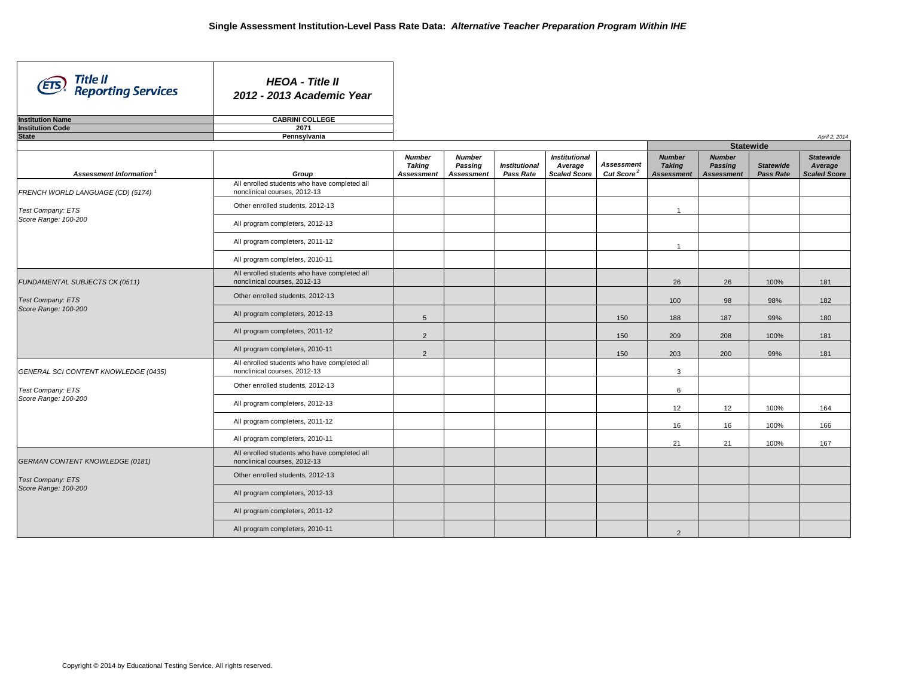# Single Assessment Institution-Level Pass Rate Data: *Alternative Teacher Preparation Program Within IHE*

**Title II Reporting Services**

***HEOA - Title II***
***2012 - 2013 Academic Year***

| | |
|---|---|
| **Institution Name** | **CABRINI COLLEGE** |
| **Institution Code** | **2071** |
| **State** | **Pennsylvania** |

*April 2, 2014*

| Assessment Information[1] | Group | Number Taking Assessment | Number Passing Assessment | Institutional Pass Rate | Institutional Average Scaled Score | Assessment Cut Score[2] | Statewide Number Taking Assessment | Statewide Number Passing Assessment | Statewide Pass Rate | Statewide Average Scaled Score |
|---|---|---|---|---|---|---|---|---|---|---|
| FRENCH WORLD LANGUAGE (CD) (5174) | All enrolled students who have completed all nonclinical courses, 2012-13 | | | | | | | | | |
| Test Company: ETS | Other enrolled students, 2012-13 | | | | | | 1 | | | |
| Score Range: 100-200 | All program completers, 2012-13 | | | | | | | | | |
| | All program completers, 2011-12 | | | | | | 1 | | | |
| | All program completers, 2010-11 | | | | | | | | | |
| FUNDAMENTAL SUBJECTS CK (0511) | All enrolled students who have completed all nonclinical courses, 2012-13 | | | | | | 26 | 26 | 100% | 181 |
| Test Company: ETS | Other enrolled students, 2012-13 | | | | | | 100 | 98 | 98% | 182 |
| Score Range: 100-200 | All program completers, 2012-13 | 5 | | | | 150 | 188 | 187 | 99% | 180 |
| | All program completers, 2011-12 | 2 | | | | 150 | 209 | 208 | 100% | 181 |
| | All program completers, 2010-11 | 2 | | | | 150 | 203 | 200 | 99% | 181 |
| GENERAL SCI CONTENT KNOWLEDGE (0435) | All enrolled students who have completed all nonclinical courses, 2012-13 | | | | | | 3 | | | |
| Test Company: ETS | Other enrolled students, 2012-13 | | | | | | 6 | | | |
| Score Range: 100-200 | All program completers, 2012-13 | | | | | | 12 | 12 | 100% | 164 |
| | All program completers, 2011-12 | | | | | | 16 | 16 | 100% | 166 |
| | All program completers, 2010-11 | | | | | | 21 | 21 | 100% | 167 |
| GERMAN CONTENT KNOWLEDGE (0181) | All enrolled students who have completed all nonclinical courses, 2012-13 | | | | | | | | | |
| Test Company: ETS | Other enrolled students, 2012-13 | | | | | | | | | |
| Score Range: 100-200 | All program completers, 2012-13 | | | | | | | | | |
| | All program completers, 2011-12 | | | | | | | | | |
| | All program completers, 2010-11 | | | | | | 2 | | | |

Copyright © 2014 by Educational Testing Service. All rights reserved.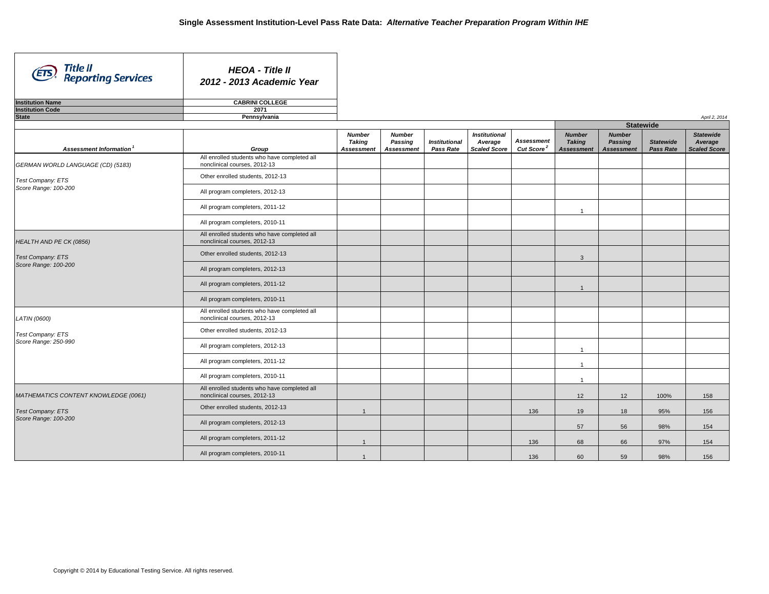## Single Assessment Institution-Level Pass Rate Data: *Alternative Teacher Preparation Program Within IHE*

**Title II Reporting Services**

***HEOA - Title II***
***2012 - 2013 Academic Year***

| | |
|---|---|
| **Institution Name** | **CABRINI COLLEGE** |
| **Institution Code** | **2071** |
| **State** | **Pennsylvania** |

*April 2, 2014*

| Assessment Information[1] | Group | Number Taking Assessment | Number Passing Assessment | Institutional Pass Rate | Institutional Average Scaled Score | Assessment Cut Score[2] | Statewide: Number Taking Assessment | Statewide: Number Passing Assessment | Statewide Pass Rate | Statewide Average Scaled Score |
|---|---|---|---|---|---|---|---|---|---|---|
| GERMAN WORLD LANGUAGE (CD) (5183) Test Company: ETS Score Range: 100-200 | All enrolled students who have completed all nonclinical courses, 2012-13 | | | | | | | | | |
| | Other enrolled students, 2012-13 | | | | | | | | | |
| | All program completers, 2012-13 | | | | | | | | | |
| | All program completers, 2011-12 | | | | | | 1 | | | |
| | All program completers, 2010-11 | | | | | | | | | |
| HEALTH AND PE CK (0856) Test Company: ETS Score Range: 100-200 | All enrolled students who have completed all nonclinical courses, 2012-13 | | | | | | | | | |
| | Other enrolled students, 2012-13 | | | | | | 3 | | | |
| | All program completers, 2012-13 | | | | | | | | | |
| | All program completers, 2011-12 | | | | | | 1 | | | |
| | All program completers, 2010-11 | | | | | | | | | |
| LATIN (0600) Test Company: ETS Score Range: 250-990 | All enrolled students who have completed all nonclinical courses, 2012-13 | | | | | | | | | |
| | Other enrolled students, 2012-13 | | | | | | | | | |
| | All program completers, 2012-13 | | | | | | 1 | | | |
| | All program completers, 2011-12 | | | | | | 1 | | | |
| | All program completers, 2010-11 | | | | | | 1 | | | |
| MATHEMATICS CONTENT KNOWLEDGE (0061) Test Company: ETS Score Range: 100-200 | All enrolled students who have completed all nonclinical courses, 2012-13 | | | | | | 12 | 12 | 100% | 158 |
| | Other enrolled students, 2012-13 | 1 | | | | 136 | 19 | 18 | 95% | 156 |
| | All program completers, 2012-13 | | | | | | 57 | 56 | 98% | 154 |
| | All program completers, 2011-12 | 1 | | | | 136 | 68 | 66 | 97% | 154 |
| | All program completers, 2010-11 | 1 | | | | 136 | 60 | 59 | 98% | 156 |

Copyright © 2014 by Educational Testing Service. All rights reserved.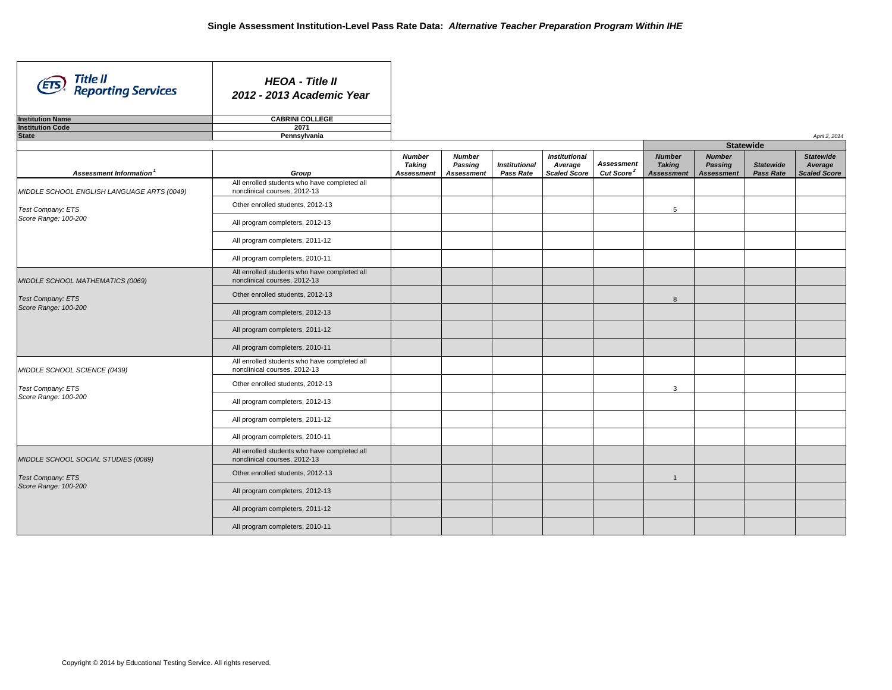# Single Assessment Institution-Level Pass Rate Data: *Alternative Teacher Preparation Program Within IHE*

**Title II Reporting Services**

***HEOA - Title II***
***2012 - 2013 Academic Year***

| | |
|---|---|
| **Institution Name** | **CABRINI COLLEGE** |
| **Institution Code** | **2071** |
| **State** | **Pennsylvania** |

*April 2, 2014*

| Assessment Information[1] | Group | Number Taking Assessment | Number Passing Assessment | Institutional Pass Rate | Institutional Average Scaled Score | Assessment Cut Score[2] | Statewide Number Taking Assessment | Statewide Number Passing Assessment | Statewide Pass Rate | Statewide Average Scaled Score |
|---|---|---|---|---|---|---|---|---|---|---|
| MIDDLE SCHOOL ENGLISH LANGUAGE ARTS (0049) Test Company: ETS Score Range: 100-200 | All enrolled students who have completed all nonclinical courses, 2012-13 | | | | | | | | | |
| | Other enrolled students, 2012-13 | | | | | | 5 | | | |
| | All program completers, 2012-13 | | | | | | | | | |
| | All program completers, 2011-12 | | | | | | | | | |
| | All program completers, 2010-11 | | | | | | | | | |
| MIDDLE SCHOOL MATHEMATICS (0069) Test Company: ETS Score Range: 100-200 | All enrolled students who have completed all nonclinical courses, 2012-13 | | | | | | | | | |
| | Other enrolled students, 2012-13 | | | | | | 8 | | | |
| | All program completers, 2012-13 | | | | | | | | | |
| | All program completers, 2011-12 | | | | | | | | | |
| | All program completers, 2010-11 | | | | | | | | | |
| MIDDLE SCHOOL SCIENCE (0439) Test Company: ETS Score Range: 100-200 | All enrolled students who have completed all nonclinical courses, 2012-13 | | | | | | | | | |
| | Other enrolled students, 2012-13 | | | | | | 3 | | | |
| | All program completers, 2012-13 | | | | | | | | | |
| | All program completers, 2011-12 | | | | | | | | | |
| | All program completers, 2010-11 | | | | | | | | | |
| MIDDLE SCHOOL SOCIAL STUDIES (0089) Test Company: ETS Score Range: 100-200 | All enrolled students who have completed all nonclinical courses, 2012-13 | | | | | | | | | |
| | Other enrolled students, 2012-13 | | | | | | 1 | | | |
| | All program completers, 2012-13 | | | | | | | | | |
| | All program completers, 2011-12 | | | | | | | | | |
| | All program completers, 2010-11 | | | | | | | | | |

Copyright © 2014 by Educational Testing Service. All rights reserved.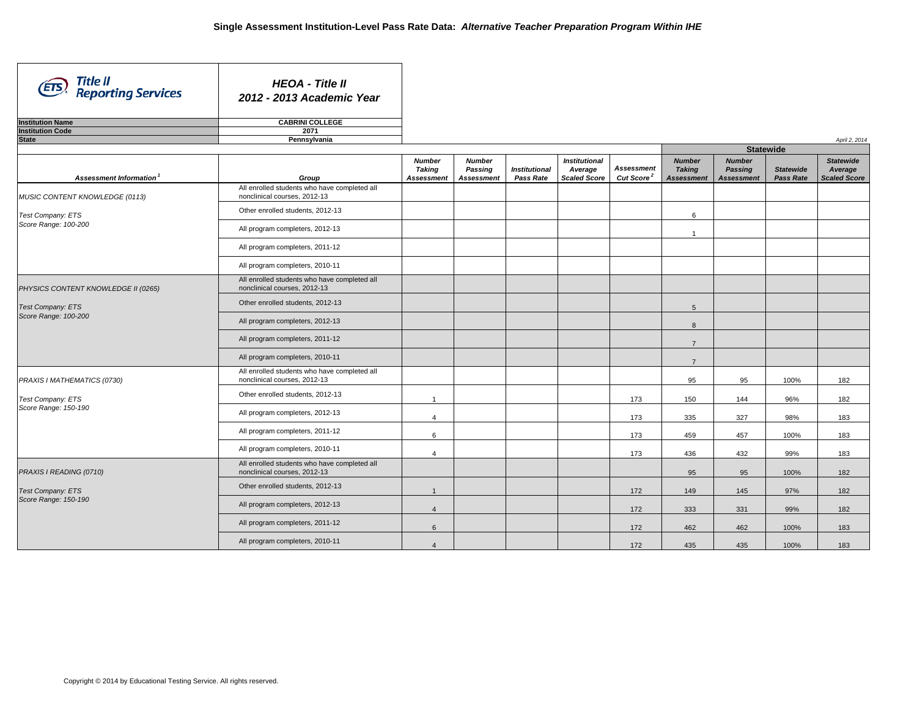# Single Assessment Institution-Level Pass Rate Data: *Alternative Teacher Preparation Program Within IHE*

**Title II Reporting Services**

***HEOA - Title II***
***2012 - 2013 Academic Year***

| | |
|---|---|
| **Institution Name** | **CABRINI COLLEGE** |
| **Institution Code** | **2071** |
| **State** | **Pennsylvania** |

*April 2, 2014*

| Assessment Information[1] | Group | Number Taking Assessment | Number Passing Assessment | Institutional Pass Rate | Institutional Average Scaled Score | Assessment Cut Score[2] | Statewide Number Taking Assessment | Statewide Number Passing Assessment | Statewide Pass Rate | Statewide Average Scaled Score |
|---|---|---|---|---|---|---|---|---|---|---|
| MUSIC CONTENT KNOWLEDGE (0113) | All enrolled students who have completed all nonclinical courses, 2012-13 | | | | | | | | | |
| Test Company: ETS | Other enrolled students, 2012-13 | | | | | | 6 | | | |
| Score Range: 100-200 | All program completers, 2012-13 | | | | | | 1 | | | |
| | All program completers, 2011-12 | | | | | | | | | |
| | All program completers, 2010-11 | | | | | | | | | |
| PHYSICS CONTENT KNOWLEDGE II (0265) | All enrolled students who have completed all nonclinical courses, 2012-13 | | | | | | | | | |
| Test Company: ETS | Other enrolled students, 2012-13 | | | | | | 5 | | | |
| Score Range: 100-200 | All program completers, 2012-13 | | | | | | 8 | | | |
| | All program completers, 2011-12 | | | | | | 7 | | | |
| | All program completers, 2010-11 | | | | | | 7 | | | |
| PRAXIS I MATHEMATICS (0730) | All enrolled students who have completed all nonclinical courses, 2012-13 | | | | | | 95 | 95 | 100% | 182 |
| Test Company: ETS | Other enrolled students, 2012-13 | 1 | | | | 173 | 150 | 144 | 96% | 182 |
| Score Range: 150-190 | All program completers, 2012-13 | 4 | | | | 173 | 335 | 327 | 98% | 183 |
| | All program completers, 2011-12 | 6 | | | | 173 | 459 | 457 | 100% | 183 |
| | All program completers, 2010-11 | 4 | | | | 173 | 436 | 432 | 99% | 183 |
| PRAXIS I READING (0710) | All enrolled students who have completed all nonclinical courses, 2012-13 | | | | | | 95 | 95 | 100% | 182 |
| Test Company: ETS | Other enrolled students, 2012-13 | 1 | | | | 172 | 149 | 145 | 97% | 182 |
| Score Range: 150-190 | All program completers, 2012-13 | 4 | | | | 172 | 333 | 331 | 99% | 182 |
| | All program completers, 2011-12 | 6 | | | | 172 | 462 | 462 | 100% | 183 |
| | All program completers, 2010-11 | 4 | | | | 172 | 435 | 435 | 100% | 183 |

Copyright © 2014 by Educational Testing Service. All rights reserved.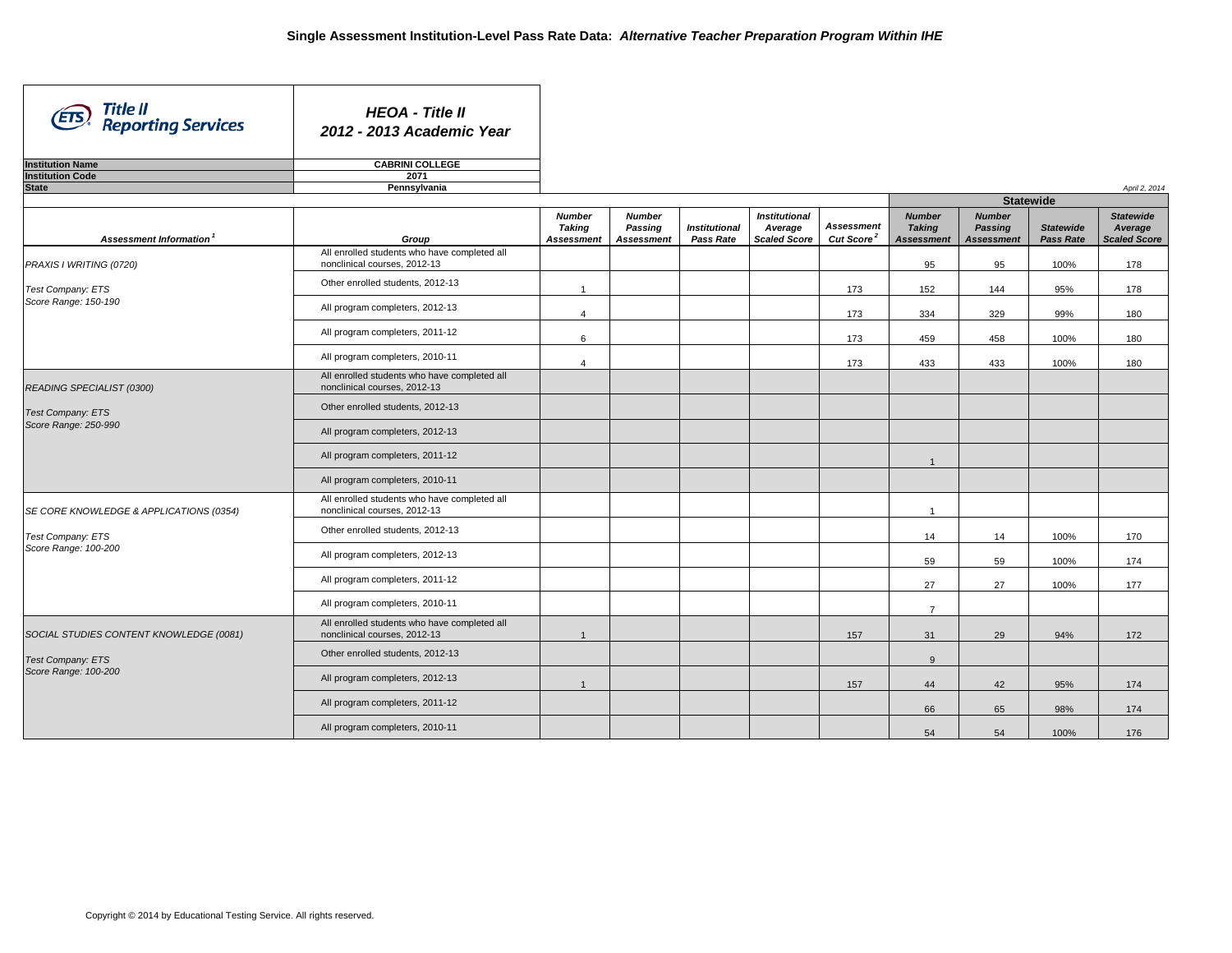# Single Assessment Institution-Level Pass Rate Data: *Alternative Teacher Preparation Program Within IHE*

**Title II Reporting Services**

***HEOA - Title II***
***2012 - 2013 Academic Year***

| | |
|---|---|
| **Institution Name** | **CABRINI COLLEGE** |
| **Institution Code** | **2071** |
| **State** | **Pennsylvania** |

*April 2, 2014*

| Assessment Information[1] | Group | Number Taking Assessment | Number Passing Assessment | Institutional Pass Rate | Institutional Average Scaled Score | Assessment Cut Score[2] | Statewide Number Taking Assessment | Statewide Number Passing Assessment | Statewide Pass Rate | Statewide Average Scaled Score |
|---|---|---|---|---|---|---|---|---|---|---|
| PRAXIS I WRITING (0720) | All enrolled students who have completed all nonclinical courses, 2012-13 | | | | | | 95 | 95 | 100% | 178 |
| Test Company: ETS | Other enrolled students, 2012-13 | 1 | | | | 173 | 152 | 144 | 95% | 178 |
| Score Range: 150-190 | All program completers, 2012-13 | 4 | | | | 173 | 334 | 329 | 99% | 180 |
| | All program completers, 2011-12 | 6 | | | | 173 | 459 | 458 | 100% | 180 |
| | All program completers, 2010-11 | 4 | | | | 173 | 433 | 433 | 100% | 180 |
| READING SPECIALIST (0300) | All enrolled students who have completed all nonclinical courses, 2012-13 | | | | | | | | | |
| Test Company: ETS | Other enrolled students, 2012-13 | | | | | | | | | |
| Score Range: 250-990 | All program completers, 2012-13 | | | | | | | | | |
| | All program completers, 2011-12 | | | | | | 1 | | | |
| | All program completers, 2010-11 | | | | | | | | | |
| SE CORE KNOWLEDGE & APPLICATIONS (0354) | All enrolled students who have completed all nonclinical courses, 2012-13 | | | | | | 1 | | | |
| Test Company: ETS | Other enrolled students, 2012-13 | | | | | | 14 | 14 | 100% | 170 |
| Score Range: 100-200 | All program completers, 2012-13 | | | | | | 59 | 59 | 100% | 174 |
| | All program completers, 2011-12 | | | | | | 27 | 27 | 100% | 177 |
| | All program completers, 2010-11 | | | | | | 7 | | | |
| SOCIAL STUDIES CONTENT KNOWLEDGE (0081) | All enrolled students who have completed all nonclinical courses, 2012-13 | 1 | | | | 157 | 31 | 29 | 94% | 172 |
| Test Company: ETS | Other enrolled students, 2012-13 | | | | | | 9 | | | |
| Score Range: 100-200 | All program completers, 2012-13 | 1 | | | | 157 | 44 | 42 | 95% | 174 |
| | All program completers, 2011-12 | | | | | | 66 | 65 | 98% | 174 |
| | All program completers, 2010-11 | | | | | | 54 | 54 | 100% | 176 |

Copyright © 2014 by Educational Testing Service. All rights reserved.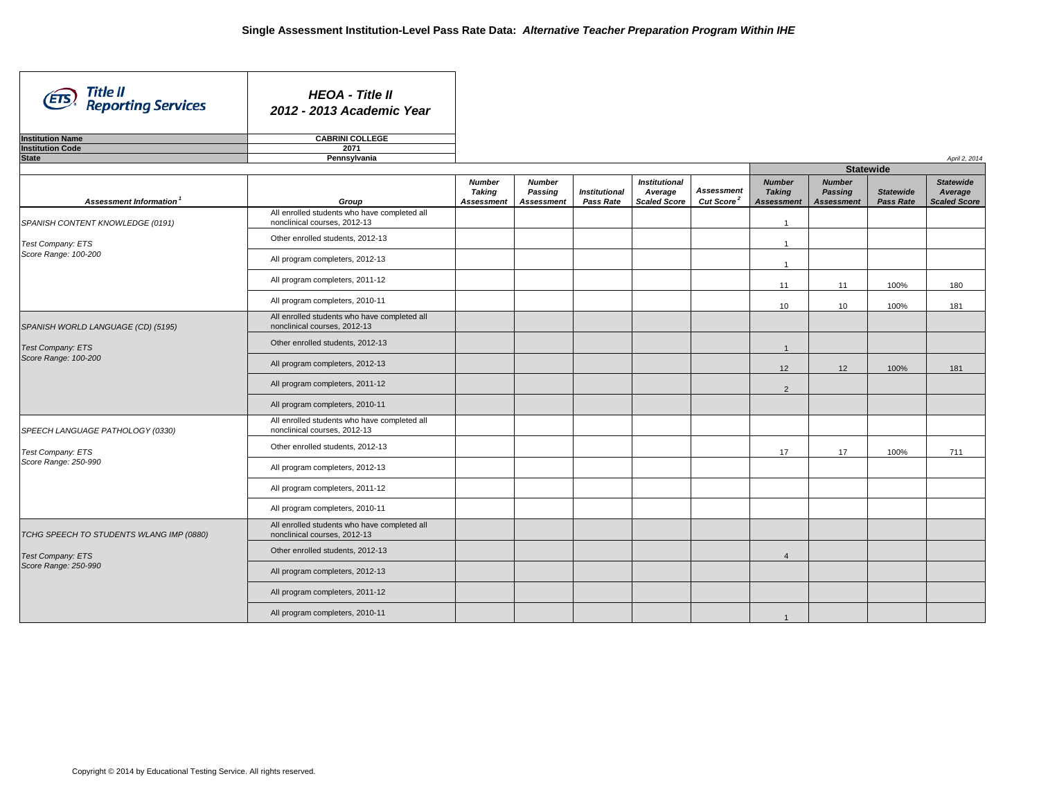# Single Assessment Institution-Level Pass Rate Data: *Alternative Teacher Preparation Program Within IHE*

**Title II Reporting Services**

***HEOA - Title II***
***2012 - 2013 Academic Year***

| | |
|---|---|
| **Institution Name** | **CABRINI COLLEGE** |
| **Institution Code** | **2071** |
| **State** | **Pennsylvania** |

*April 2, 2014*

| Assessment Information[1] | Group | Number Taking Assessment | Number Passing Assessment | Institutional Pass Rate | Institutional Average Scaled Score | Assessment Cut Score[2] | Statewide Number Taking Assessment | Statewide Number Passing Assessment | Statewide Pass Rate | Statewide Average Scaled Score |
|---|---|---|---|---|---|---|---|---|---|---|
| SPANISH CONTENT KNOWLEDGE (0191) | All enrolled students who have completed all nonclinical courses, 2012-13 | | | | | | 1 | | | |
| Test Company: ETS | Other enrolled students, 2012-13 | | | | | | 1 | | | |
| Score Range: 100-200 | All program completers, 2012-13 | | | | | | 1 | | | |
| | All program completers, 2011-12 | | | | | | 11 | 11 | 100% | 180 |
| | All program completers, 2010-11 | | | | | | 10 | 10 | 100% | 181 |
| SPANISH WORLD LANGUAGE (CD) (5195) | All enrolled students who have completed all nonclinical courses, 2012-13 | | | | | | | | | |
| Test Company: ETS | Other enrolled students, 2012-13 | | | | | | 1 | | | |
| Score Range: 100-200 | All program completers, 2012-13 | | | | | | 12 | 12 | 100% | 181 |
| | All program completers, 2011-12 | | | | | | 2 | | | |
| | All program completers, 2010-11 | | | | | | | | | |
| SPEECH LANGUAGE PATHOLOGY (0330) | All enrolled students who have completed all nonclinical courses, 2012-13 | | | | | | | | | |
| Test Company: ETS | Other enrolled students, 2012-13 | | | | | | 17 | 17 | 100% | 711 |
| Score Range: 250-990 | All program completers, 2012-13 | | | | | | | | | |
| | All program completers, 2011-12 | | | | | | | | | |
| | All program completers, 2010-11 | | | | | | | | | |
| TCHG SPEECH TO STUDENTS WLANG IMP (0880) | All enrolled students who have completed all nonclinical courses, 2012-13 | | | | | | | | | |
| Test Company: ETS | Other enrolled students, 2012-13 | | | | | | 4 | | | |
| Score Range: 250-990 | All program completers, 2012-13 | | | | | | | | | |
| | All program completers, 2011-12 | | | | | | | | | |
| | All program completers, 2010-11 | | | | | | 1 | | | |

Copyright © 2014 by Educational Testing Service. All rights reserved.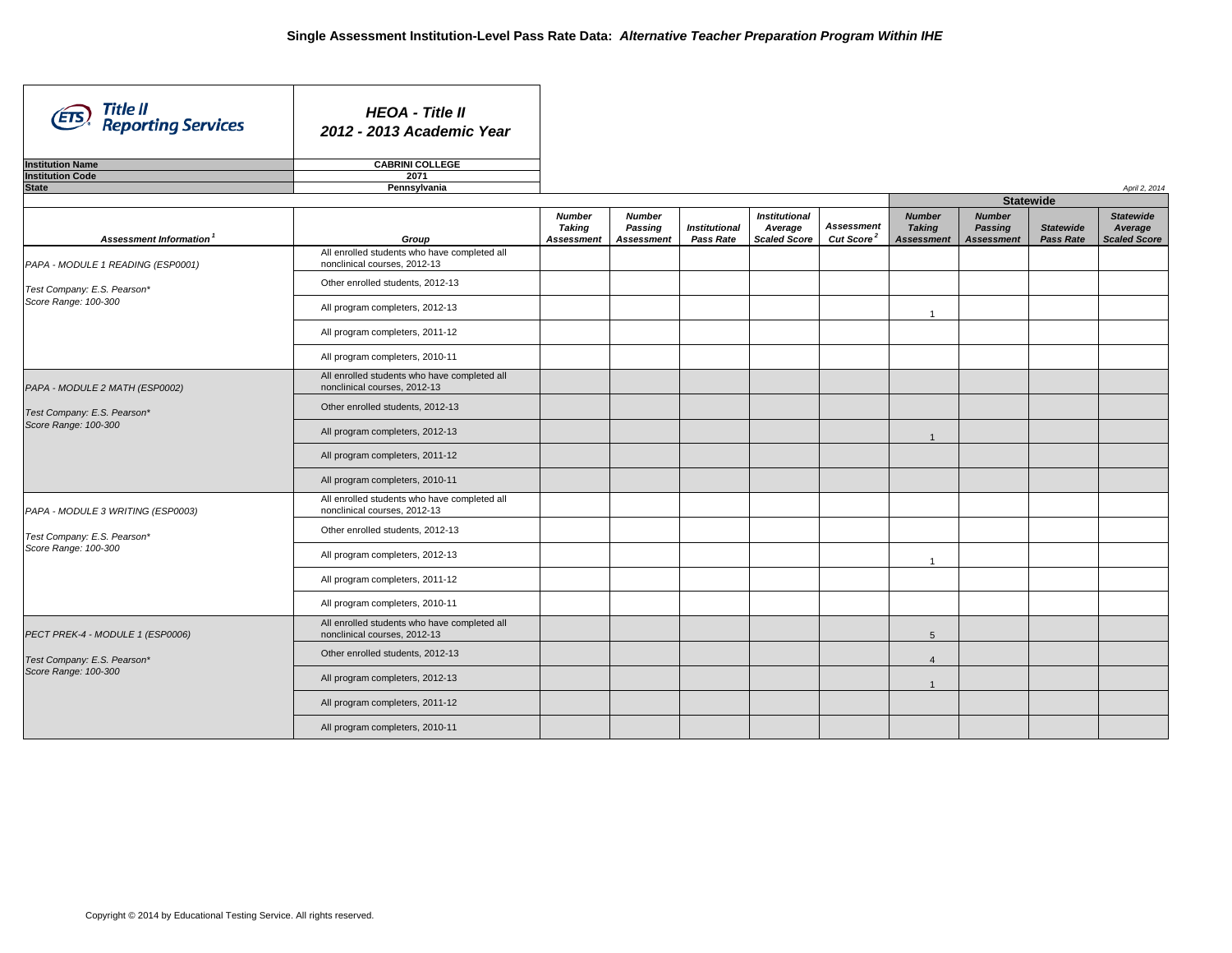# Single Assessment Institution-Level Pass Rate Data: *Alternative Teacher Preparation Program Within IHE*

**Title II Reporting Services**

***HEOA - Title II***
***2012 - 2013 Academic Year***

| | |
|---|---|
| **Institution Name** | **CABRINI COLLEGE** |
| **Institution Code** | **2071** |
| **State** | **Pennsylvania** |

*April 2, 2014*

| *Assessment Information[1]* | *Group* | *Number Taking Assessment* | *Number Passing Assessment* | *Institutional Pass Rate* | *Institutional Average Scaled Score* | *Assessment Cut Score[2]* | Statewide *Number Taking Assessment* | Statewide *Number Passing Assessment* | Statewide *Statewide Pass Rate* | Statewide *Statewide Average Scaled Score* |
|---|---|---|---|---|---|---|---|---|---|---|
| *PAPA - MODULE 1 READING (ESP0001)* *Test Company: E.S. Pearson** *Score Range: 100-300* | All enrolled students who have completed all nonclinical courses, 2012-13 | | | | | | | | | |
| | Other enrolled students, 2012-13 | | | | | | | | | |
| | All program completers, 2012-13 | | | | | | 1 | | | |
| | All program completers, 2011-12 | | | | | | | | | |
| | All program completers, 2010-11 | | | | | | | | | |
| *PAPA - MODULE 2 MATH (ESP0002)* *Test Company: E.S. Pearson** *Score Range: 100-300* | All enrolled students who have completed all nonclinical courses, 2012-13 | | | | | | | | | |
| | Other enrolled students, 2012-13 | | | | | | | | | |
| | All program completers, 2012-13 | | | | | | 1 | | | |
| | All program completers, 2011-12 | | | | | | | | | |
| | All program completers, 2010-11 | | | | | | | | | |
| *PAPA - MODULE 3 WRITING (ESP0003)* *Test Company: E.S. Pearson** *Score Range: 100-300* | All enrolled students who have completed all nonclinical courses, 2012-13 | | | | | | | | | |
| | Other enrolled students, 2012-13 | | | | | | | | | |
| | All program completers, 2012-13 | | | | | | 1 | | | |
| | All program completers, 2011-12 | | | | | | | | | |
| | All program completers, 2010-11 | | | | | | | | | |
| *PECT PREK-4 - MODULE 1 (ESP0006)* *Test Company: E.S. Pearson** *Score Range: 100-300* | All enrolled students who have completed all nonclinical courses, 2012-13 | | | | | | 5 | | | |
| | Other enrolled students, 2012-13 | | | | | | 4 | | | |
| | All program completers, 2012-13 | | | | | | 1 | | | |
| | All program completers, 2011-12 | | | | | | | | | |
| | All program completers, 2010-11 | | | | | | | | | |

Copyright © 2014 by Educational Testing Service. All rights reserved.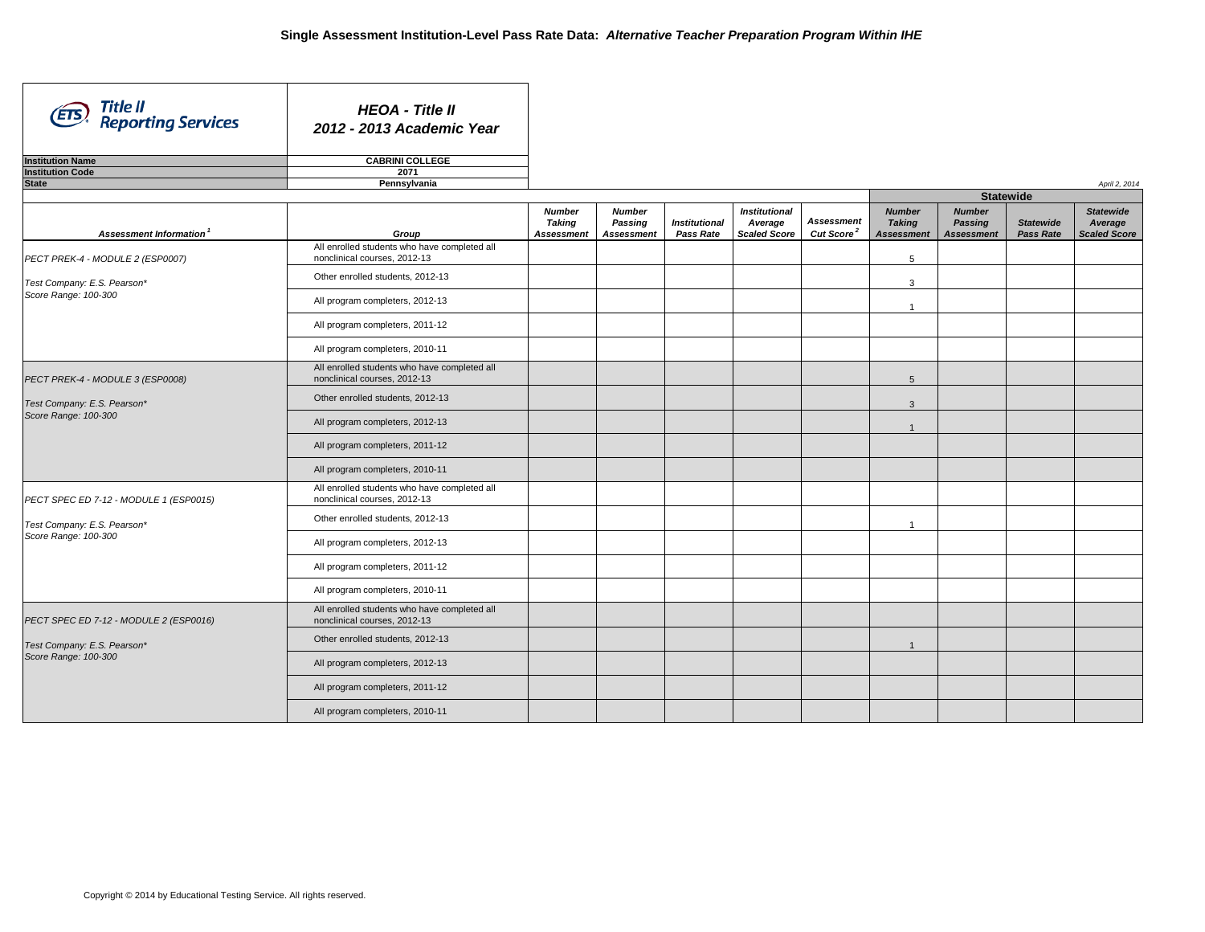# Single Assessment Institution-Level Pass Rate Data: *Alternative Teacher Preparation Program Within IHE*

**Title II Reporting Services**

***HEOA - Title II***
***2012 - 2013 Academic Year***

| | |
|---|---|
| **Institution Name** | **CABRINI COLLEGE** |
| **Institution Code** | **2071** |
| **State** | **Pennsylvania** |

*April 2, 2014*

| Assessment Information[1] | Group | Number Taking Assessment | Number Passing Assessment | Institutional Pass Rate | Institutional Average Scaled Score | Assessment Cut Score[2] | Statewide Number Taking Assessment | Statewide Number Passing Assessment | Statewide Pass Rate | Statewide Average Scaled Score |
|---|---|---|---|---|---|---|---|---|---|---|
| PECT PREK-4 - MODULE 2 (ESP0007) | All enrolled students who have completed all nonclinical courses, 2012-13 | | | | | | 5 | | | |
| Test Company: E.S. Pearson* | Other enrolled students, 2012-13 | | | | | | 3 | | | |
| Score Range: 100-300 | All program completers, 2012-13 | | | | | | 1 | | | |
| | All program completers, 2011-12 | | | | | | | | | |
| | All program completers, 2010-11 | | | | | | | | | |
| PECT PREK-4 - MODULE 3 (ESP0008) | All enrolled students who have completed all nonclinical courses, 2012-13 | | | | | | 5 | | | |
| Test Company: E.S. Pearson* | Other enrolled students, 2012-13 | | | | | | 3 | | | |
| Score Range: 100-300 | All program completers, 2012-13 | | | | | | 1 | | | |
| | All program completers, 2011-12 | | | | | | | | | |
| | All program completers, 2010-11 | | | | | | | | | |
| PECT SPEC ED 7-12 - MODULE 1 (ESP0015) | All enrolled students who have completed all nonclinical courses, 2012-13 | | | | | | | | | |
| Test Company: E.S. Pearson* | Other enrolled students, 2012-13 | | | | | | 1 | | | |
| Score Range: 100-300 | All program completers, 2012-13 | | | | | | | | | |
| | All program completers, 2011-12 | | | | | | | | | |
| | All program completers, 2010-11 | | | | | | | | | |
| PECT SPEC ED 7-12 - MODULE 2 (ESP0016) | All enrolled students who have completed all nonclinical courses, 2012-13 | | | | | | | | | |
| Test Company: E.S. Pearson* | Other enrolled students, 2012-13 | | | | | | 1 | | | |
| Score Range: 100-300 | All program completers, 2012-13 | | | | | | | | | |
| | All program completers, 2011-12 | | | | | | | | | |
| | All program completers, 2010-11 | | | | | | | | | |

Copyright © 2014 by Educational Testing Service. All rights reserved.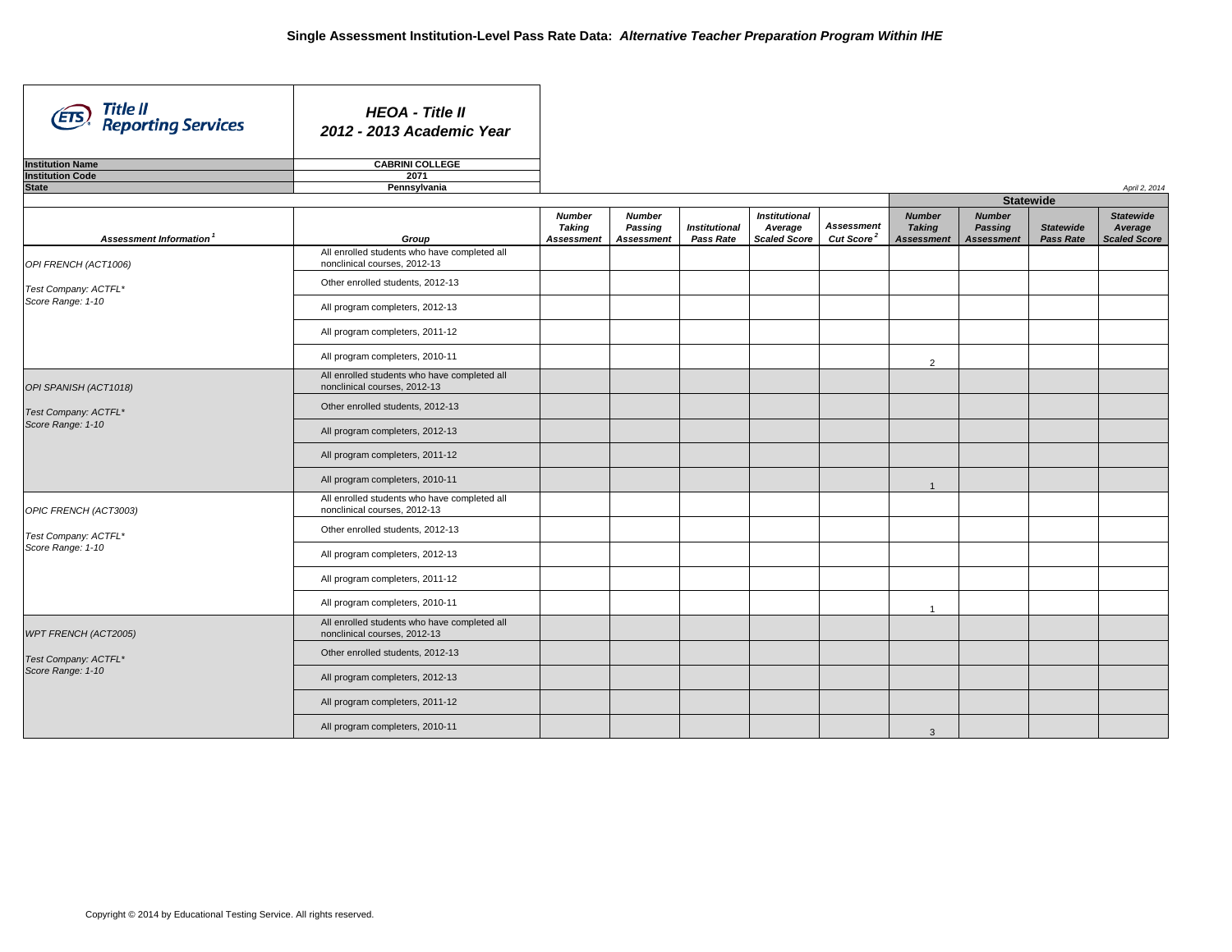# Single Assessment Institution-Level Pass Rate Data: *Alternative Teacher Preparation Program Within IHE*

**Title II Reporting Services**

***HEOA - Title II***
***2012 - 2013 Academic Year***

| | |
|---|---|
| **Institution Name** | **CABRINI COLLEGE** |
| **Institution Code** | **2071** |
| **State** | **Pennsylvania** |

*April 2, 2014*

| | | | | | | | Statewide | | | |
|---|---|---|---|---|---|---|---|---|---|---|
| ***Assessment Information*** [1] | ***Group*** | ***Number Taking Assessment*** | ***Number Passing Assessment*** | ***Institutional Pass Rate*** | ***Institutional Average Scaled Score*** | ***Assessment Cut Score*** [2] | ***Number Taking Assessment*** | ***Number Passing Assessment*** | ***Statewide Pass Rate*** | ***Statewide Average Scaled Score*** |
| *OPI FRENCH (ACT1006)* | All enrolled students who have completed all nonclinical courses, 2012-13 | | | | | | | | | |
| *Test Company: ACTFL** | Other enrolled students, 2012-13 | | | | | | | | | |
| *Score Range: 1-10* | All program completers, 2012-13 | | | | | | | | | |
| | All program completers, 2011-12 | | | | | | | | | |
| | All program completers, 2010-11 | | | | | | 2 | | | |
| *OPI SPANISH (ACT1018)* | All enrolled students who have completed all nonclinical courses, 2012-13 | | | | | | | | | |
| *Test Company: ACTFL** | Other enrolled students, 2012-13 | | | | | | | | | |
| *Score Range: 1-10* | All program completers, 2012-13 | | | | | | | | | |
| | All program completers, 2011-12 | | | | | | | | | |
| | All program completers, 2010-11 | | | | | | 1 | | | |
| *OPIC FRENCH (ACT3003)* | All enrolled students who have completed all nonclinical courses, 2012-13 | | | | | | | | | |
| *Test Company: ACTFL** | Other enrolled students, 2012-13 | | | | | | | | | |
| *Score Range: 1-10* | All program completers, 2012-13 | | | | | | | | | |
| | All program completers, 2011-12 | | | | | | | | | |
| | All program completers, 2010-11 | | | | | | 1 | | | |
| *WPT FRENCH (ACT2005)* | All enrolled students who have completed all nonclinical courses, 2012-13 | | | | | | | | | |
| *Test Company: ACTFL** | Other enrolled students, 2012-13 | | | | | | | | | |
| *Score Range: 1-10* | All program completers, 2012-13 | | | | | | | | | |
| | All program completers, 2011-12 | | | | | | | | | |
| | All program completers, 2010-11 | | | | | | 3 | | | |

Copyright © 2014 by Educational Testing Service. All rights reserved.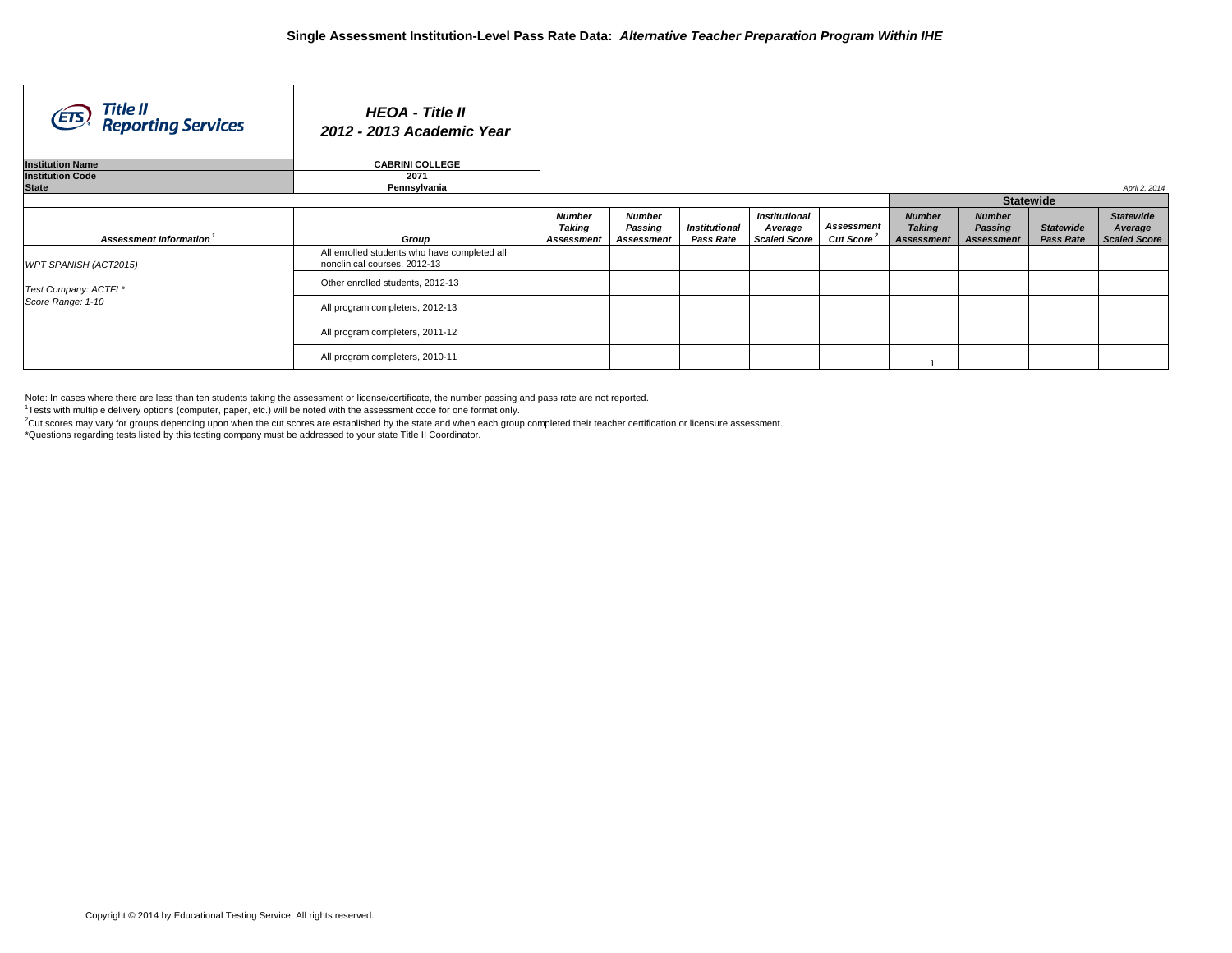## Single Assessment Institution-Level Pass Rate Data: *Alternative Teacher Preparation Program Within IHE*

**Title II Reporting Services**

***HEOA - Title II***
***2012 - 2013 Academic Year***

| | |
|---|---|
| **Institution Name** | **CABRINI COLLEGE** |
| **Institution Code** | **2071** |
| **State** | **Pennsylvania** |

*April 2, 2014*

| | | | | | | | Statewide | | | |
|---|---|---|---|---|---|---|---|---|---|---|
| ***Assessment Information***[1] | ***Group*** | ***Number Taking Assessment*** | ***Number Passing Assessment*** | ***Institutional Pass Rate*** | ***Institutional Average Scaled Score*** | ***Assessment Cut Score***[2] | ***Number Taking Assessment*** | ***Number Passing Assessment*** | ***Statewide Pass Rate*** | ***Statewide Average Scaled Score*** |
| *WPT SPANISH (ACT2015)* | All enrolled students who have completed all nonclinical courses, 2012-13 | | | | | | | | | |
| *Test Company: ACTFL\** *Score Range: 1-10* | Other enrolled students, 2012-13 | | | | | | | | | |
| | All program completers, 2012-13 | | | | | | | | | |
| | All program completers, 2011-12 | | | | | | | | | |
| | All program completers, 2010-11 | | | | | | 1 | | | |

Note: In cases where there are less than ten students taking the assessment or license/certificate, the number passing and pass rate are not reported.

[1]Tests with multiple delivery options (computer, paper, etc.) will be noted with the assessment code for one format only.

[2]Cut scores may vary for groups depending upon when the cut scores are established by the state and when each group completed their teacher certification or licensure assessment.

*Questions regarding tests listed by this testing company must be addressed to your state Title II Coordinator.

Copyright © 2014 by Educational Testing Service. All rights reserved.